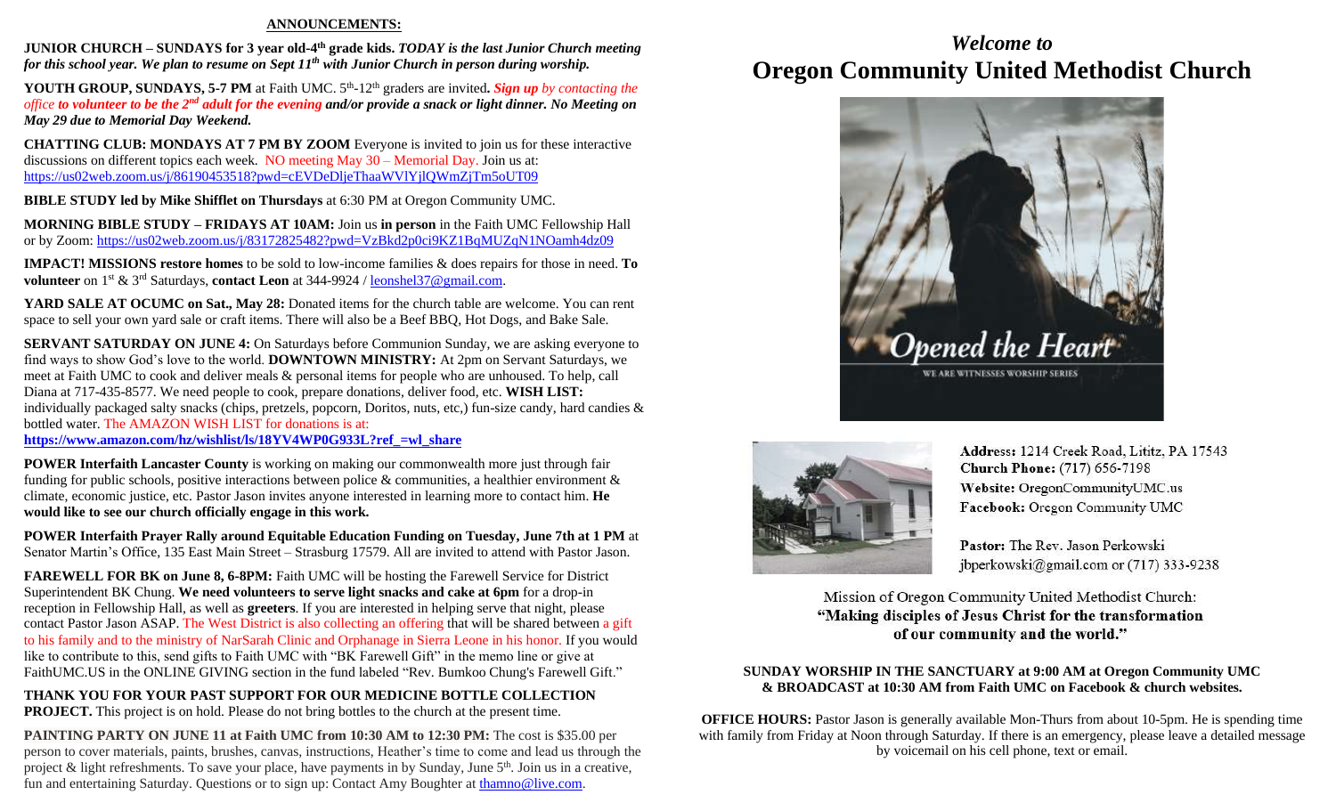## ANNOUNCEMENTS:

**JUNIOR CHURCH – SUNDAYS for 3 year old-4th grade kids.** ***TODAY is the last Junior Church meeting for this school year. We plan to resume on Sept 11th with Junior Church in person during worship.***

**YOUTH GROUP, SUNDAYS, 5-7 PM** at Faith UMC. 5th-12th graders are invited**.** ***Sign up** by contacting the office **to volunteer to be the 2nd adult for the evening and/or provide a snack or light dinner. No Meeting on May 29 due to Memorial Day Weekend.***

**CHATTING CLUB: MONDAYS AT 7 PM BY ZOOM** Everyone is invited to join us for these interactive discussions on different topics each week. NO meeting May 30 – Memorial Day. Join us at: https://us02web.zoom.us/j/86190453518?pwd=cEVDeDljeThaaWVlYjlQWmZjTm5oUT09

**BIBLE STUDY led by Mike Shifflet on Thursdays** at 6:30 PM at Oregon Community UMC.

**MORNING BIBLE STUDY – FRIDAYS AT 10AM:** Join us **in person** in the Faith UMC Fellowship Hall or by Zoom: https://us02web.zoom.us/j/83172825482?pwd=VzBkd2p0ci9KZ1BqMUZqN1NOamh4dz09

**IMPACT! MISSIONS restore homes** to be sold to low-income families & does repairs for those in need. **To volunteer** on 1st & 3rd Saturdays, **contact Leon** at 344-9924 / leonshel37@gmail.com.

**YARD SALE AT OCUMC on Sat., May 28:** Donated items for the church table are welcome. You can rent space to sell your own yard sale or craft items. There will also be a Beef BBQ, Hot Dogs, and Bake Sale.

**SERVANT SATURDAY ON JUNE 4:** On Saturdays before Communion Sunday, we are asking everyone to find ways to show God's love to the world. **DOWNTOWN MINISTRY:** At 2pm on Servant Saturdays, we meet at Faith UMC to cook and deliver meals & personal items for people who are unhoused. To help, call Diana at 717-435-8577. We need people to cook, prepare donations, deliver food, etc. **WISH LIST:** individually packaged salty snacks (chips, pretzels, popcorn, Doritos, nuts, etc,) fun-size candy, hard candies & bottled water. The AMAZON WISH LIST for donations is at:
**https://www.amazon.com/hz/wishlist/ls/18YV4WP0G933L?ref_=wl_share**

**POWER Interfaith Lancaster County** is working on making our commonwealth more just through fair funding for public schools, positive interactions between police & communities, a healthier environment & climate, economic justice, etc. Pastor Jason invites anyone interested in learning more to contact him. **He would like to see our church officially engage in this work.**

**POWER Interfaith Prayer Rally around Equitable Education Funding on Tuesday, June 7th at 1 PM** at Senator Martin's Office, 135 East Main Street – Strasburg 17579. All are invited to attend with Pastor Jason.

**FAREWELL FOR BK on June 8, 6-8PM:** Faith UMC will be hosting the Farewell Service for District Superintendent BK Chung. **We need volunteers to serve light snacks and cake at 6pm** for a drop-in reception in Fellowship Hall, as well as **greeters**. If you are interested in helping serve that night, please contact Pastor Jason ASAP. The West District is also collecting an offering that will be shared between a gift to his family and to the ministry of NarSarah Clinic and Orphanage in Sierra Leone in his honor. If you would like to contribute to this, send gifts to Faith UMC with "BK Farewell Gift" in the memo line or give at FaithUMC.US in the ONLINE GIVING section in the fund labeled "Rev. Bumkoo Chung's Farewell Gift."

**THANK YOU FOR YOUR PAST SUPPORT FOR OUR MEDICINE BOTTLE COLLECTION PROJECT.** This project is on hold. Please do not bring bottles to the church at the present time.

**PAINTING PARTY ON JUNE 11 at Faith UMC from 10:30 AM to 12:30 PM:** The cost is $35.00 per person to cover materials, paints, brushes, canvas, instructions, Heather's time to come and lead us through the project & light refreshments. To save your place, have payments in by Sunday, June 5th. Join us in a creative, fun and entertaining Saturday. Questions or to sign up: Contact Amy Boughter at thamno@live.com.

# *Welcome to*
# Oregon Community United Methodist Church

Opened the Heart
WE ARE WITNESSES WORSHIP SERIES

**Address:** 1214 Creek Road, Lititz, PA 17543
**Church Phone:** (717) 656-7198
**Website:** OregonCommunityUMC.us
**Facebook:** Oregon Community UMC

**Pastor:** The Rev. Jason Perkowski
jbperkowski@gmail.com or (717) 333-9238

Mission of Oregon Community United Methodist Church:
**"Making disciples of Jesus Christ for the transformation of our community and the world."**

**SUNDAY WORSHIP IN THE SANCTUARY at 9:00 AM at Oregon Community UMC & BROADCAST at 10:30 AM from Faith UMC on Facebook & church websites.**

**OFFICE HOURS:** Pastor Jason is generally available Mon-Thurs from about 10-5pm. He is spending time with family from Friday at Noon through Saturday. If there is an emergency, please leave a detailed message by voicemail on his cell phone, text or email.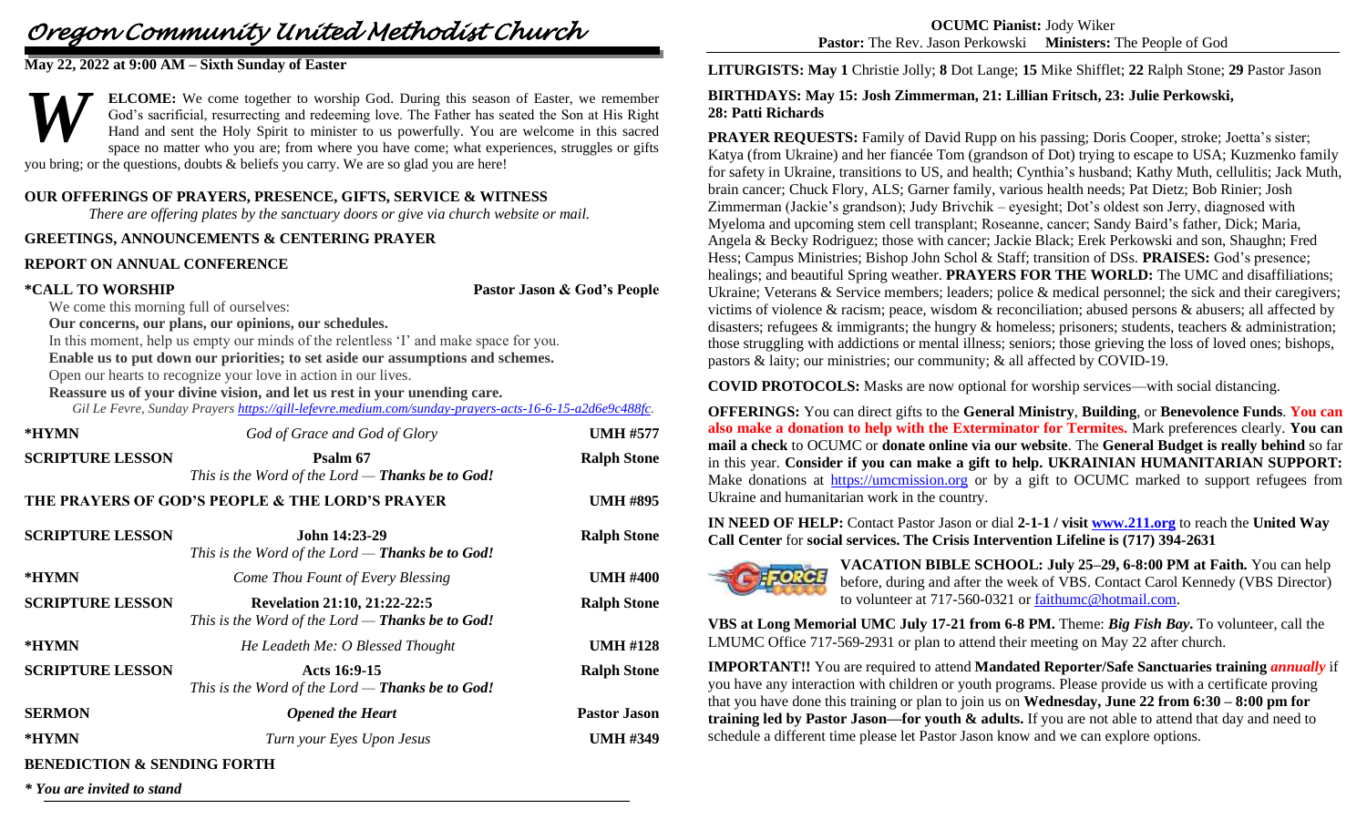# Oregon Community United Methodist Church

**May 22, 2022 at 9:00 AM – Sixth Sunday of Easter**

**WELCOME:** We come together to worship God. During this season of Easter, we remember God's sacrificial, resurrecting and redeeming love. The Father has seated the Son at His Right Hand and sent the Holy Spirit to minister to us powerfully. You are welcome in this sacred space no matter who you are; from where you have come; what experiences, struggles or gifts you bring; or the questions, doubts & beliefs you carry. We are so glad you are here!

**OUR OFFERINGS OF PRAYERS, PRESENCE, GIFTS, SERVICE & WITNESS**

*There are offering plates by the sanctuary doors or give via church website or mail.*

**GREETINGS, ANNOUNCEMENTS & CENTERING PRAYER**

**REPORT ON ANNUAL CONFERENCE**

**\*CALL TO WORSHIP** — **Pastor Jason & God's People**

We come this morning full of ourselves:
**Our concerns, our plans, our opinions, our schedules.**
In this moment, help us empty our minds of the relentless 'I' and make space for you.
**Enable us to put down our priorities; to set aside our assumptions and schemes.**
Open our hearts to recognize your love in action in our lives.
**Reassure us of your divine vision, and let us rest in your unending care.**

*Gil Le Fevre, Sunday Prayers https://gill-lefevre.medium.com/sunday-prayers-acts-16-6-15-a2d6e9c488fc.*

| | | |
|---|---|---|
| **\*HYMN** | *God of Grace and God of Glory* | **UMH #577** |
| **SCRIPTURE LESSON** | **Psalm 67** *This is the Word of the Lord — **Thanks be to God!*** | **Ralph Stone** |
| **THE PRAYERS OF GOD'S PEOPLE & THE LORD'S PRAYER** | | **UMH #895** |
| **SCRIPTURE LESSON** | **John 14:23-29** *This is the Word of the Lord — **Thanks be to God!*** | **Ralph Stone** |
| **\*HYMN** | *Come Thou Fount of Every Blessing* | **UMH #400** |
| **SCRIPTURE LESSON** | **Revelation 21:10, 21:22-22:5** *This is the Word of the Lord — **Thanks be to God!*** | **Ralph Stone** |
| **\*HYMN** | *He Leadeth Me: O Blessed Thought* | **UMH #128** |
| **SCRIPTURE LESSON** | **Acts 16:9-15** *This is the Word of the Lord — **Thanks be to God!*** | **Ralph Stone** |
| **SERMON** | ***Opened the Heart*** | **Pastor Jason** |
| **\*HYMN** | *Turn your Eyes Upon Jesus* | **UMH #349** |

**BENEDICTION & SENDING FORTH**

***\* You are invited to stand***

**OCUMC Pianist:** Jody Wiker
**Pastor:** The Rev. Jason Perkowski **Ministers:** The People of God

**LITURGISTS: May 1** Christie Jolly; **8** Dot Lange; **15** Mike Shifflet; **22** Ralph Stone; **29** Pastor Jason

**BIRTHDAYS: May 15: Josh Zimmerman, 21: Lillian Fritsch, 23: Julie Perkowski, 28: Patti Richards**

**PRAYER REQUESTS:** Family of David Rupp on his passing; Doris Cooper, stroke; Joetta's sister; Katya (from Ukraine) and her fiancée Tom (grandson of Dot) trying to escape to USA; Kuzmenko family for safety in Ukraine, transitions to US, and health; Cynthia's husband; Kathy Muth, cellulitis; Jack Muth, brain cancer; Chuck Flory, ALS; Garner family, various health needs; Pat Dietz; Bob Rinier; Josh Zimmerman (Jackie's grandson); Judy Brivchik – eyesight; Dot's oldest son Jerry, diagnosed with Myeloma and upcoming stem cell transplant; Roseanne, cancer; Sandy Baird's father, Dick; Maria, Angela & Becky Rodriguez; those with cancer; Jackie Black; Erek Perkowski and son, Shaughn; Fred Hess; Campus Ministries; Bishop John Schol & Staff; transition of DSs. **PRAISES:** God's presence; healings; and beautiful Spring weather. **PRAYERS FOR THE WORLD:** The UMC and disaffiliations; Ukraine; Veterans & Service members; leaders; police & medical personnel; the sick and their caregivers; victims of violence & racism; peace, wisdom & reconciliation; abused persons & abusers; all affected by disasters; refugees & immigrants; the hungry & homeless; prisoners; students, teachers & administration; those struggling with addictions or mental illness; seniors; those grieving the loss of loved ones; bishops, pastors & laity; our ministries; our community; & all affected by COVID-19.

**COVID PROTOCOLS:** Masks are now optional for worship services—with social distancing.

**OFFERINGS:** You can direct gifts to the **General Ministry**, **Building**, or **Benevolence Funds**. **You can also make a donation to help with the Exterminator for Termites.** Mark preferences clearly. **You can mail a check** to OCUMC or **donate online via our website**. The **General Budget is really behind** so far in this year. **Consider if you can make a gift to help. UKRAINIAN HUMANITARIAN SUPPORT:** Make donations at https://umcmission.org or by a gift to OCUMC marked to support refugees from Ukraine and humanitarian work in the country.

**IN NEED OF HELP:** Contact Pastor Jason or dial **2-1-1 / visit www.211.org** to reach the **United Way Call Center** for **social services. The Crisis Intervention Lifeline is (717) 394-2631**

**VACATION BIBLE SCHOOL: July 25–29, 6-8:00 PM at Faith.** You can help before, during and after the week of VBS. Contact Carol Kennedy (VBS Director) to volunteer at 717-560-0321 or faithumc@hotmail.com.

**VBS at Long Memorial UMC July 17-21 from 6-8 PM.** Theme: ***Big Fish Bay***. To volunteer, call the LMUMC Office 717-569-2931 or plan to attend their meeting on May 22 after church.

**IMPORTANT!!** You are required to attend **Mandated Reporter/Safe Sanctuaries training *annually*** if you have any interaction with children or youth programs. Please provide us with a certificate proving that you have done this training or plan to join us on **Wednesday, June 22 from 6:30 – 8:00 pm for training led by Pastor Jason—for youth & adults.** If you are not able to attend that day and need to schedule a different time please let Pastor Jason know and we can explore options.